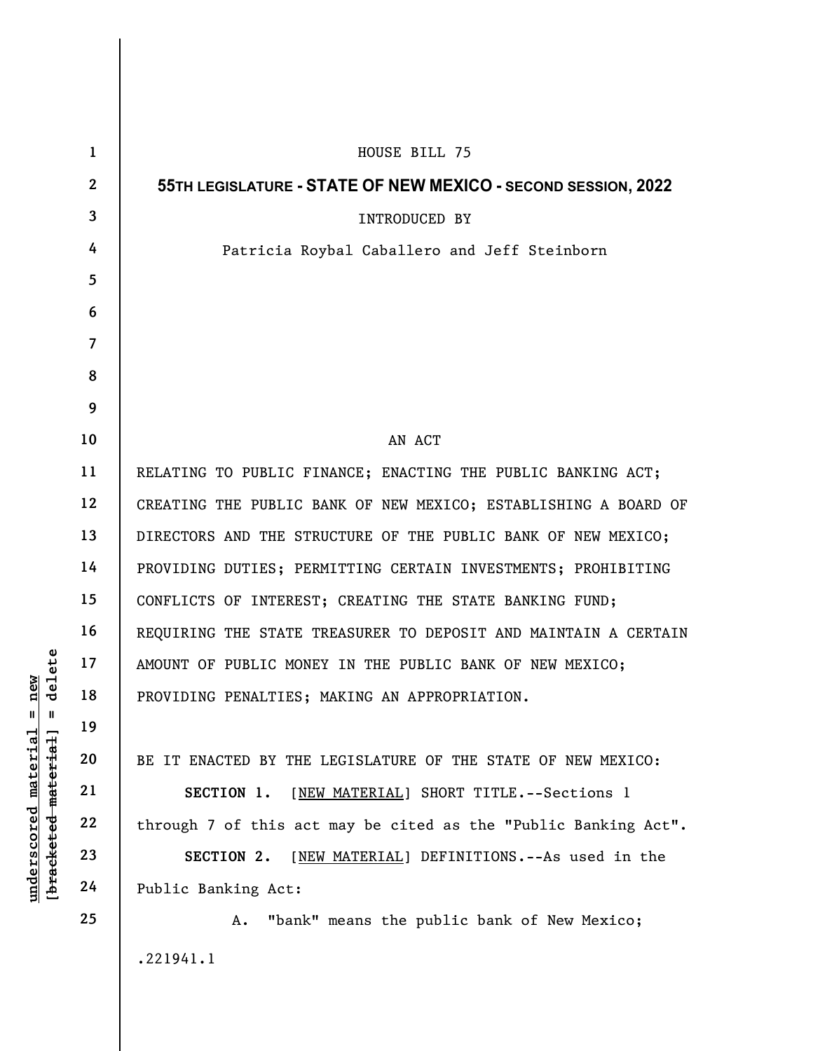HOUSE BILL 75

**55TH LEGISLATURE - STATE OF NEW MEXICO - SECOND SESSION, 2022**

INTRODUCED BY

Patricia Roybal Caballero and Jeff Steinborn

AN ACT

RELATING TO PUBLIC FINANCE; ENACTING THE PUBLIC BANKING ACT; CREATING THE PUBLIC BANK OF NEW MEXICO; ESTABLISHING A BOARD OF DIRECTORS AND THE STRUCTURE OF THE PUBLIC BANK OF NEW MEXICO; PROVIDING DUTIES; PERMITTING CERTAIN INVESTMENTS; PROHIBITING CONFLICTS OF INTEREST; CREATING THE STATE BANKING FUND; REQUIRING THE STATE TREASURER TO DEPOSIT AND MAINTAIN A CERTAIN AMOUNT OF PUBLIC MONEY IN THE PUBLIC BANK OF NEW MEXICO; PROVIDING PENALTIES; MAKING AN APPROPRIATION.

BE IT ENACTED BY THE LEGISLATURE OF THE STATE OF NEW MEXICO:

**SECTION 1.** [NEW MATERIAL] SHORT TITLE.--Sections 1 through 7 of this act may be cited as the "Public Banking Act".

**SECTION 2.** [NEW MATERIAL] DEFINITIONS.--As used in the Public Banking Act:

A. "bank" means the public bank of New Mexico;

.221941.1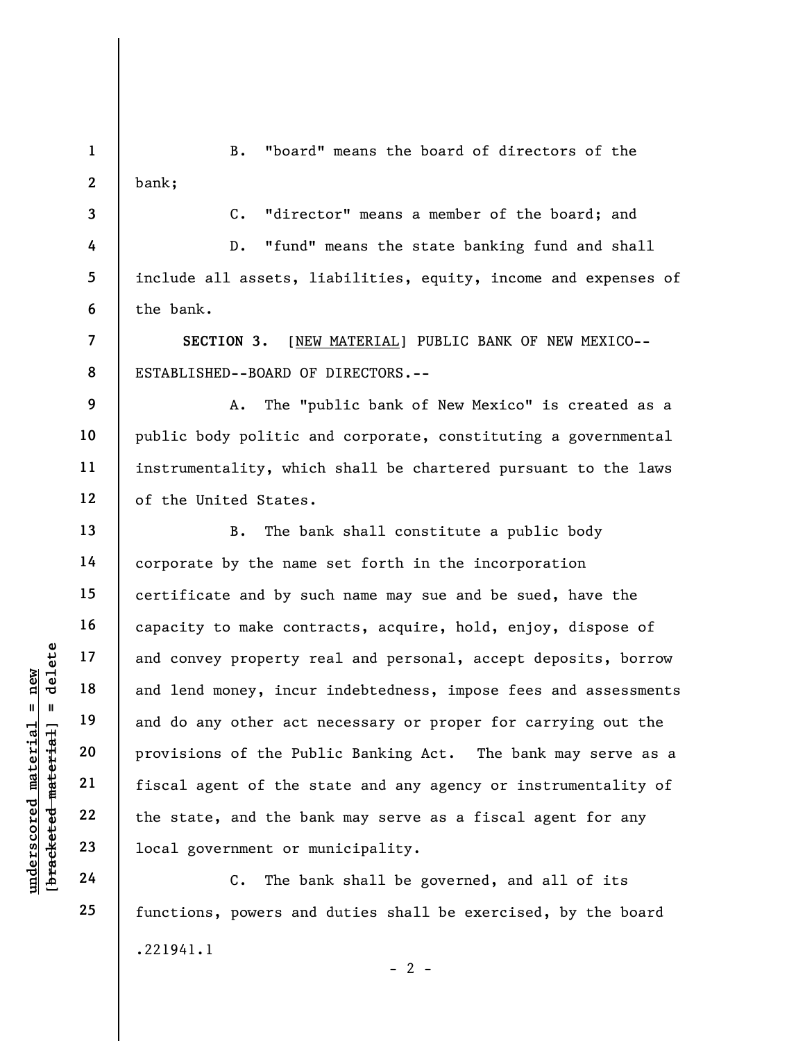B. "board" means the board of directors of the bank;

C. "director" means a member of the board; and

D. "fund" means the state banking fund and shall include all assets, liabilities, equity, income and expenses of the bank.

**SECTION 3.** [NEW MATERIAL] PUBLIC BANK OF NEW MEXICO--ESTABLISHED--BOARD OF DIRECTORS.--

A. The "public bank of New Mexico" is created as a public body politic and corporate, constituting a governmental instrumentality, which shall be chartered pursuant to the laws of the United States.

B. The bank shall constitute a public body corporate by the name set forth in the incorporation certificate and by such name may sue and be sued, have the capacity to make contracts, acquire, hold, enjoy, dispose of and convey property real and personal, accept deposits, borrow and lend money, incur indebtedness, impose fees and assessments and do any other act necessary or proper for carrying out the provisions of the Public Banking Act. The bank may serve as a fiscal agent of the state and any agency or instrumentality of the state, and the bank may serve as a fiscal agent for any local government or municipality.

C. The bank shall be governed, and all of its functions, powers and duties shall be exercised, by the board

.221941.1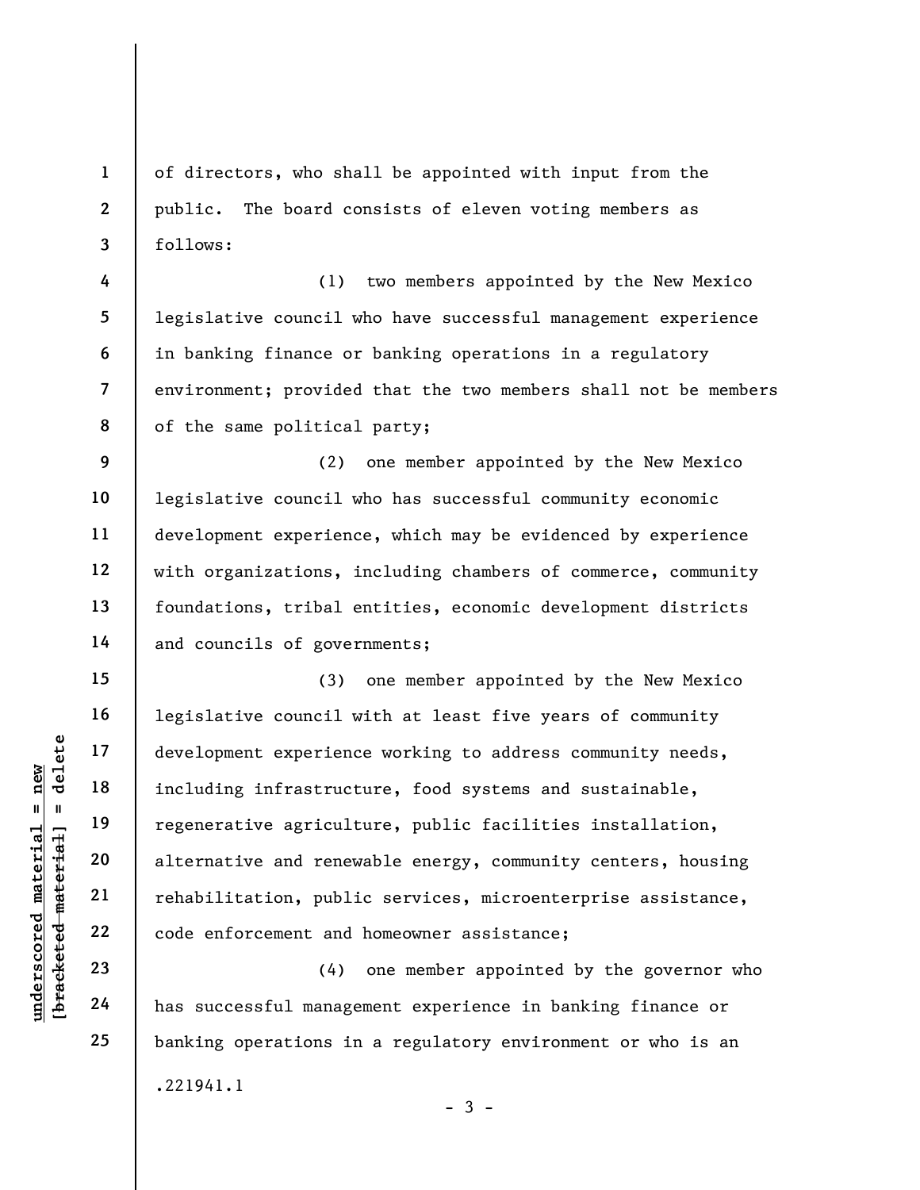of directors, who shall be appointed with input from the public. The board consists of eleven voting members as follows:

(1) two members appointed by the New Mexico legislative council who have successful management experience in banking finance or banking operations in a regulatory environment; provided that the two members shall not be members of the same political party;

(2) one member appointed by the New Mexico legislative council who has successful community economic development experience, which may be evidenced by experience with organizations, including chambers of commerce, community foundations, tribal entities, economic development districts and councils of governments;

(3) one member appointed by the New Mexico legislative council with at least five years of community development experience working to address community needs, including infrastructure, food systems and sustainable, regenerative agriculture, public facilities installation, alternative and renewable energy, community centers, housing rehabilitation, public services, microenterprise assistance, code enforcement and homeowner assistance;

(4) one member appointed by the governor who has successful management experience in banking finance or banking operations in a regulatory environment or who is an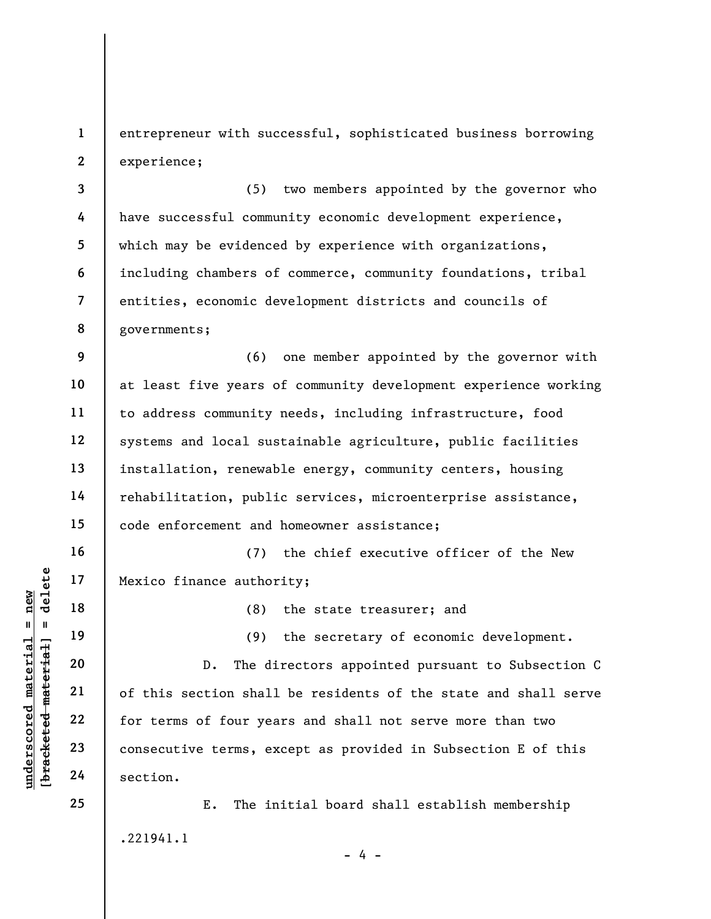entrepreneur with successful, sophisticated business borrowing experience;

(5) two members appointed by the governor who have successful community economic development experience, which may be evidenced by experience with organizations, including chambers of commerce, community foundations, tribal entities, economic development districts and councils of governments;

(6) one member appointed by the governor with at least five years of community development experience working to address community needs, including infrastructure, food systems and local sustainable agriculture, public facilities installation, renewable energy, community centers, housing rehabilitation, public services, microenterprise assistance, code enforcement and homeowner assistance;

(7) the chief executive officer of the New Mexico finance authority;

(8) the state treasurer; and

(9) the secretary of economic development.

D. The directors appointed pursuant to Subsection C of this section shall be residents of the state and shall serve for terms of four years and shall not serve more than two consecutive terms, except as provided in Subsection E of this section.

E. The initial board shall establish membership

.221941.1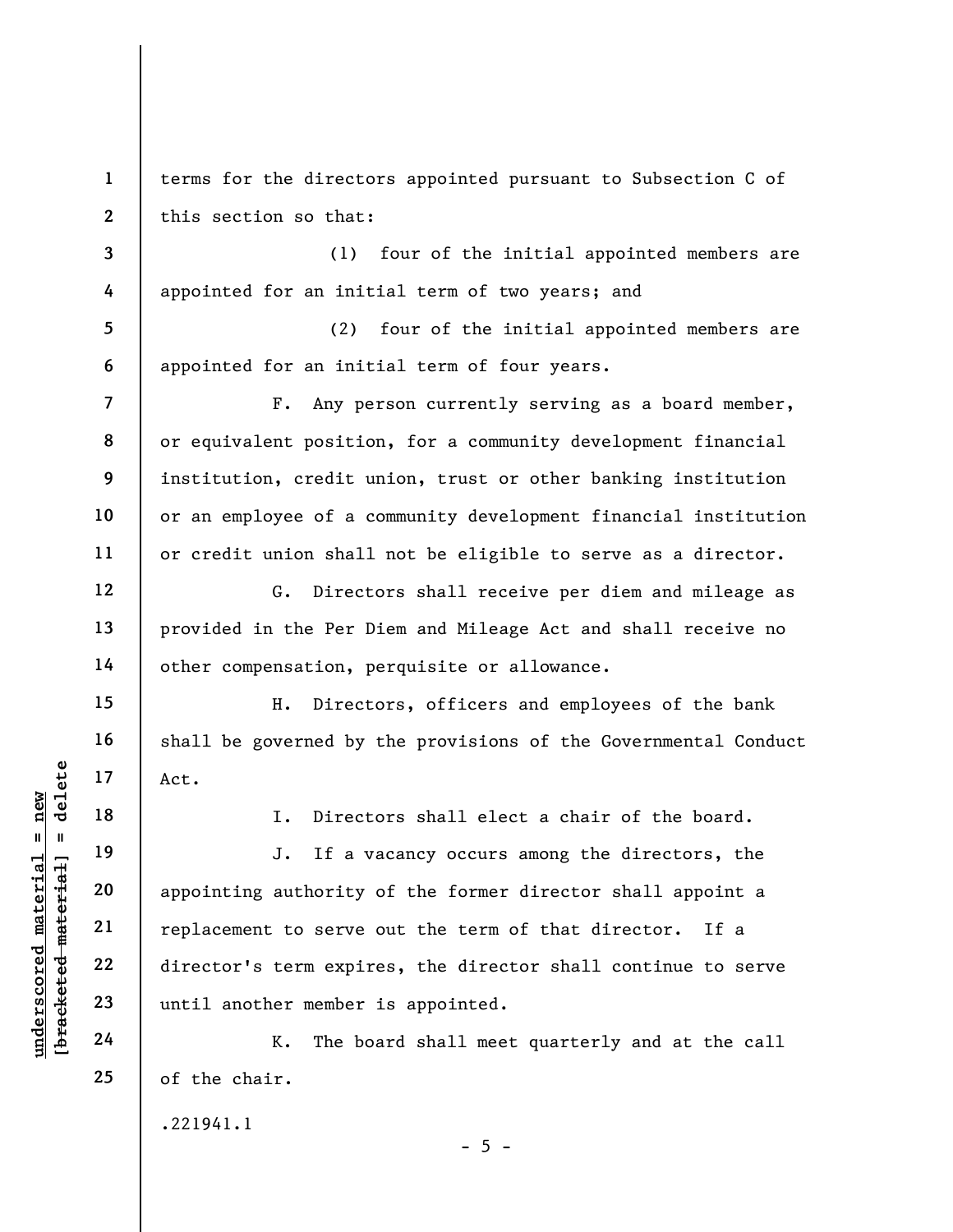terms for the directors appointed pursuant to Subsection C of this section so that:

(1) four of the initial appointed members are appointed for an initial term of two years; and

(2) four of the initial appointed members are appointed for an initial term of four years.

F. Any person currently serving as a board member, or equivalent position, for a community development financial institution, credit union, trust or other banking institution or an employee of a community development financial institution or credit union shall not be eligible to serve as a director.

G. Directors shall receive per diem and mileage as provided in the Per Diem and Mileage Act and shall receive no other compensation, perquisite or allowance.

H. Directors, officers and employees of the bank shall be governed by the provisions of the Governmental Conduct Act.

I. Directors shall elect a chair of the board.

J. If a vacancy occurs among the directors, the appointing authority of the former director shall appoint a replacement to serve out the term of that director. If a director's term expires, the director shall continue to serve until another member is appointed.

K. The board shall meet quarterly and at the call of the chair.

.221941.1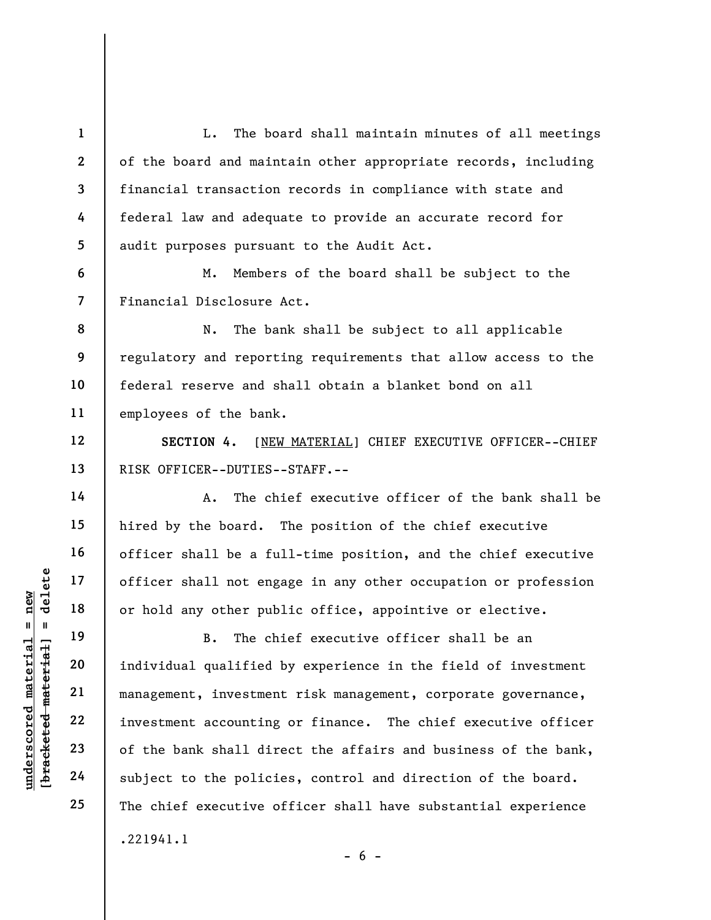L. The board shall maintain minutes of all meetings of the board and maintain other appropriate records, including financial transaction records in compliance with state and federal law and adequate to provide an accurate record for audit purposes pursuant to the Audit Act.

M. Members of the board shall be subject to the Financial Disclosure Act.

N. The bank shall be subject to all applicable regulatory and reporting requirements that allow access to the federal reserve and shall obtain a blanket bond on all employees of the bank.

**SECTION 4.** [NEW MATERIAL] CHIEF EXECUTIVE OFFICER--CHIEF RISK OFFICER--DUTIES--STAFF.--

A. The chief executive officer of the bank shall be hired by the board. The position of the chief executive officer shall be a full-time position, and the chief executive officer shall not engage in any other occupation or profession or hold any other public office, appointive or elective.

B. The chief executive officer shall be an individual qualified by experience in the field of investment management, investment risk management, corporate governance, investment accounting or finance. The chief executive officer of the bank shall direct the affairs and business of the bank, subject to the policies, control and direction of the board. The chief executive officer shall have substantial experience

.221941.1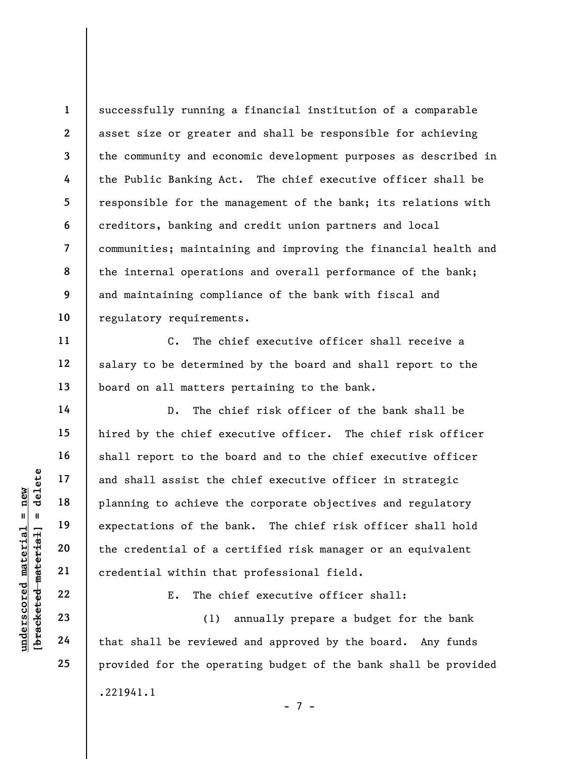successfully running a financial institution of a comparable asset size or greater and shall be responsible for achieving the community and economic development purposes as described in the Public Banking Act. The chief executive officer shall be responsible for the management of the bank; its relations with creditors, banking and credit union partners and local communities; maintaining and improving the financial health and the internal operations and overall performance of the bank; and maintaining compliance of the bank with fiscal and regulatory requirements.

C. The chief executive officer shall receive a salary to be determined by the board and shall report to the board on all matters pertaining to the bank.

D. The chief risk officer of the bank shall be hired by the chief executive officer. The chief risk officer shall report to the board and to the chief executive officer and shall assist the chief executive officer in strategic planning to achieve the corporate objectives and regulatory expectations of the bank. The chief risk officer shall hold the credential of a certified risk manager or an equivalent credential within that professional field.

E. The chief executive officer shall:

(1) annually prepare a budget for the bank that shall be reviewed and approved by the board. Any funds provided for the operating budget of the bank shall be provided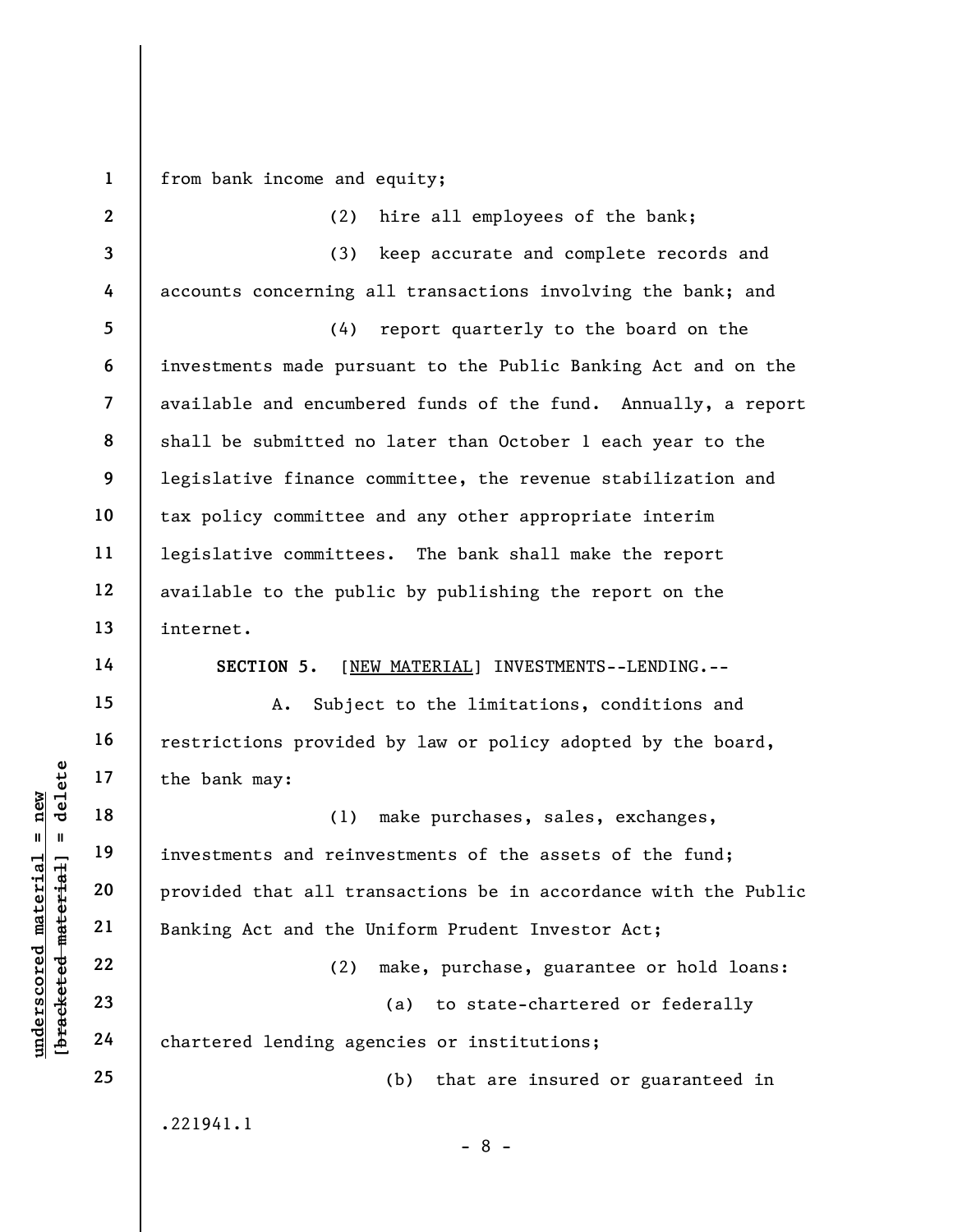from bank income and equity;

(2) hire all employees of the bank;

(3) keep accurate and complete records and accounts concerning all transactions involving the bank; and

(4) report quarterly to the board on the investments made pursuant to the Public Banking Act and on the available and encumbered funds of the fund. Annually, a report shall be submitted no later than October 1 each year to the legislative finance committee, the revenue stabilization and tax policy committee and any other appropriate interim legislative committees. The bank shall make the report available to the public by publishing the report on the internet.

**SECTION 5.** [NEW MATERIAL] INVESTMENTS--LENDING.--

A. Subject to the limitations, conditions and restrictions provided by law or policy adopted by the board, the bank may:

(1) make purchases, sales, exchanges, investments and reinvestments of the assets of the fund; provided that all transactions be in accordance with the Public Banking Act and the Uniform Prudent Investor Act;

(2) make, purchase, guarantee or hold loans:

(a) to state-chartered or federally chartered lending agencies or institutions;

(b) that are insured or guaranteed in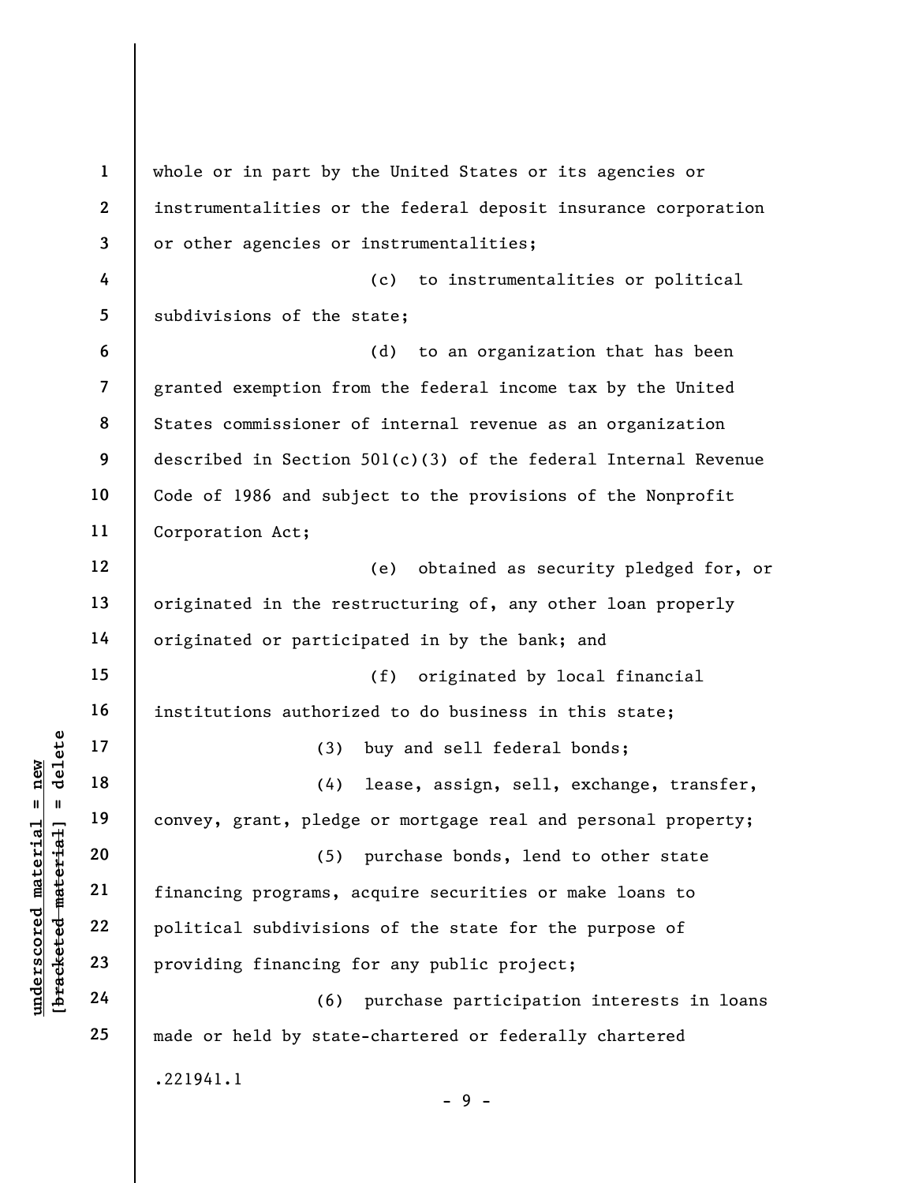whole or in part by the United States or its agencies or instrumentalities or the federal deposit insurance corporation or other agencies or instrumentalities;

(c) to instrumentalities or political subdivisions of the state;

(d) to an organization that has been granted exemption from the federal income tax by the United States commissioner of internal revenue as an organization described in Section 501(c)(3) of the federal Internal Revenue Code of 1986 and subject to the provisions of the Nonprofit Corporation Act;

(e) obtained as security pledged for, or originated in the restructuring of, any other loan properly originated or participated in by the bank; and

(f) originated by local financial institutions authorized to do business in this state;

(3) buy and sell federal bonds;

(4) lease, assign, sell, exchange, transfer, convey, grant, pledge or mortgage real and personal property;

(5) purchase bonds, lend to other state financing programs, acquire securities or make loans to political subdivisions of the state for the purpose of providing financing for any public project;

(6) purchase participation interests in loans made or held by state-chartered or federally chartered

.221941.1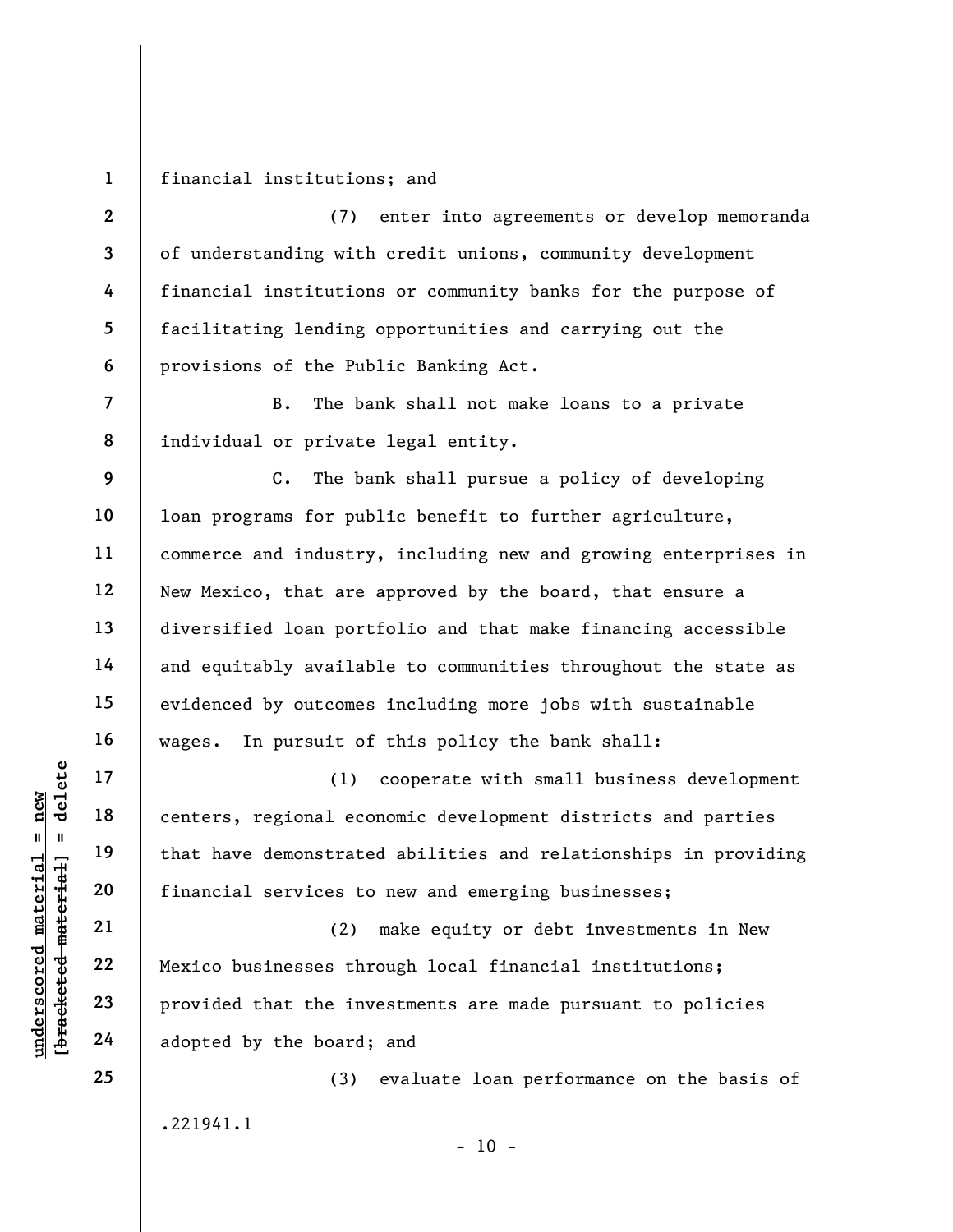financial institutions; and

(7) enter into agreements or develop memoranda of understanding with credit unions, community development financial institutions or community banks for the purpose of facilitating lending opportunities and carrying out the provisions of the Public Banking Act.

B. The bank shall not make loans to a private individual or private legal entity.

C. The bank shall pursue a policy of developing loan programs for public benefit to further agriculture, commerce and industry, including new and growing enterprises in New Mexico, that are approved by the board, that ensure a diversified loan portfolio and that make financing accessible and equitably available to communities throughout the state as evidenced by outcomes including more jobs with sustainable wages. In pursuit of this policy the bank shall:

(1) cooperate with small business development centers, regional economic development districts and parties that have demonstrated abilities and relationships in providing financial services to new and emerging businesses;

(2) make equity or debt investments in New Mexico businesses through local financial institutions; provided that the investments are made pursuant to policies adopted by the board; and

(3) evaluate loan performance on the basis of

.221941.1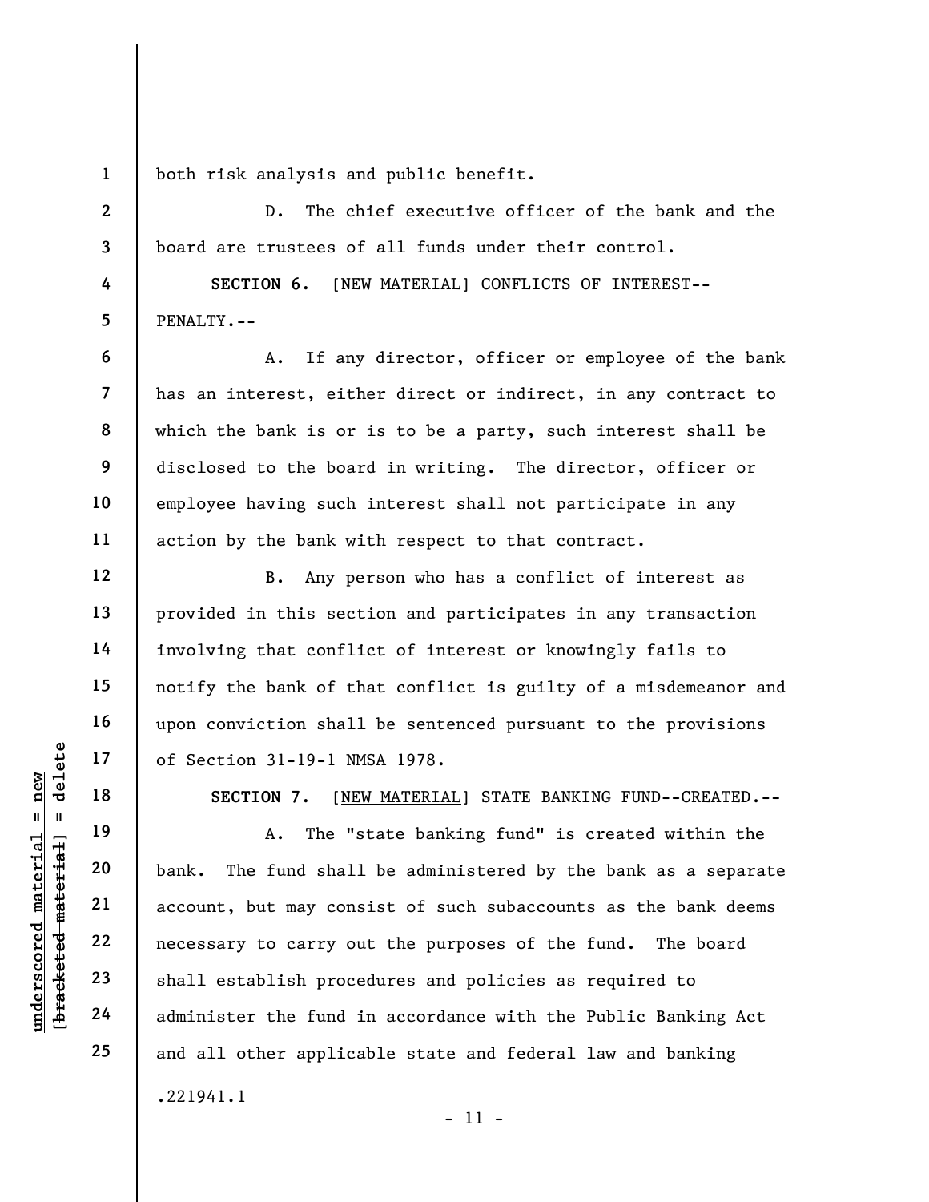both risk analysis and public benefit.

D. The chief executive officer of the bank and the board are trustees of all funds under their control.

**SECTION 6.** [NEW MATERIAL] CONFLICTS OF INTEREST--PENALTY.--

A. If any director, officer or employee of the bank has an interest, either direct or indirect, in any contract to which the bank is or is to be a party, such interest shall be disclosed to the board in writing. The director, officer or employee having such interest shall not participate in any action by the bank with respect to that contract.

B. Any person who has a conflict of interest as provided in this section and participates in any transaction involving that conflict of interest or knowingly fails to notify the bank of that conflict is guilty of a misdemeanor and upon conviction shall be sentenced pursuant to the provisions of Section 31-19-1 NMSA 1978.

**SECTION 7.** [NEW MATERIAL] STATE BANKING FUND--CREATED.--

A. The "state banking fund" is created within the bank. The fund shall be administered by the bank as a separate account, but may consist of such subaccounts as the bank deems necessary to carry out the purposes of the fund. The board shall establish procedures and policies as required to administer the fund in accordance with the Public Banking Act and all other applicable state and federal law and banking

.221941.1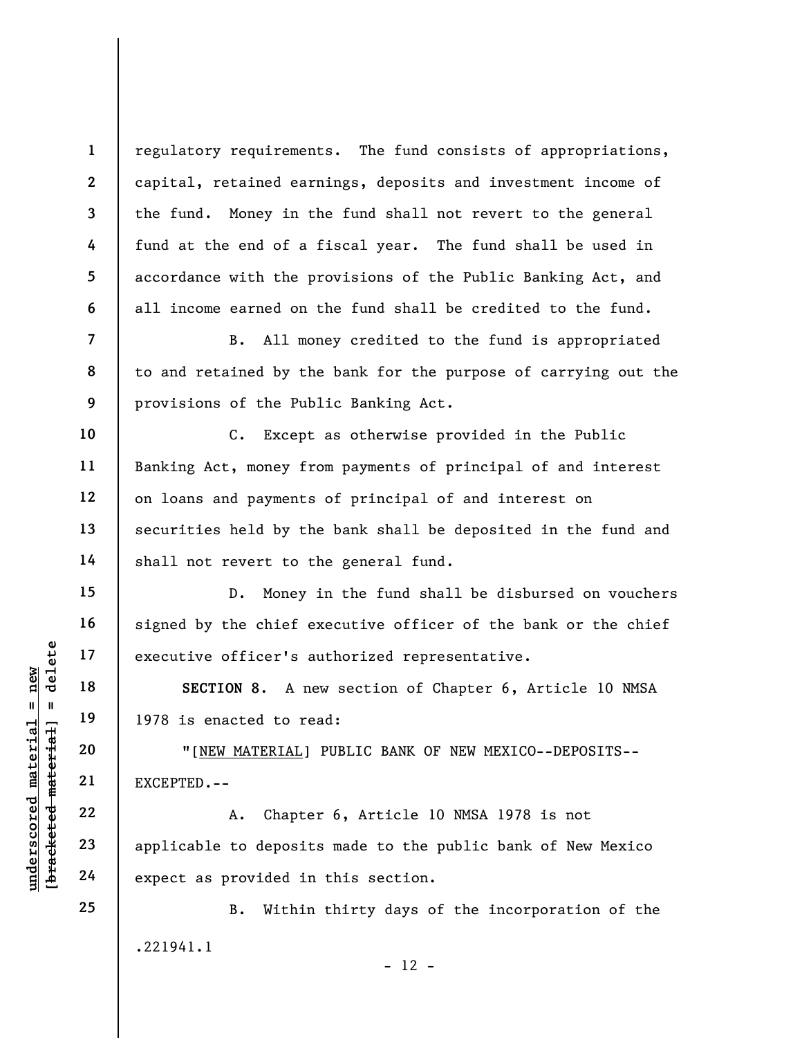regulatory requirements. The fund consists of appropriations, capital, retained earnings, deposits and investment income of the fund. Money in the fund shall not revert to the general fund at the end of a fiscal year. The fund shall be used in accordance with the provisions of the Public Banking Act, and all income earned on the fund shall be credited to the fund.

B. All money credited to the fund is appropriated to and retained by the bank for the purpose of carrying out the provisions of the Public Banking Act.

C. Except as otherwise provided in the Public Banking Act, money from payments of principal of and interest on loans and payments of principal of and interest on securities held by the bank shall be deposited in the fund and shall not revert to the general fund.

D. Money in the fund shall be disbursed on vouchers signed by the chief executive officer of the bank or the chief executive officer's authorized representative.

**SECTION 8.** A new section of Chapter 6, Article 10 NMSA 1978 is enacted to read:

"[NEW MATERIAL] PUBLIC BANK OF NEW MEXICO--DEPOSITS--EXCEPTED.--

A. Chapter 6, Article 10 NMSA 1978 is not applicable to deposits made to the public bank of New Mexico expect as provided in this section.

B. Within thirty days of the incorporation of the

.221941.1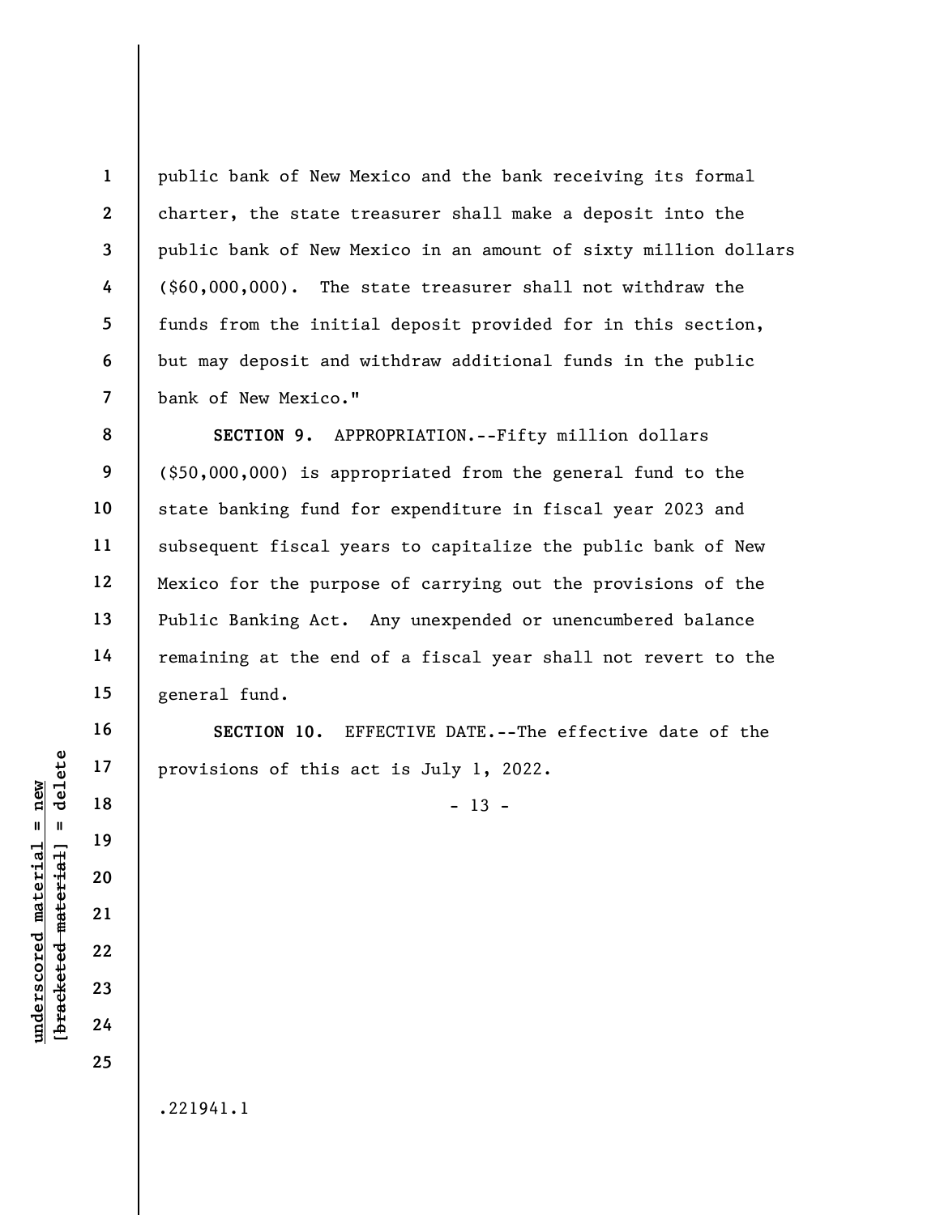public bank of New Mexico and the bank receiving its formal charter, the state treasurer shall make a deposit into the public bank of New Mexico in an amount of sixty million dollars ($60,000,000). The state treasurer shall not withdraw the funds from the initial deposit provided for in this section, but may deposit and withdraw additional funds in the public bank of New Mexico."

**SECTION 9.** APPROPRIATION.--Fifty million dollars ($50,000,000) is appropriated from the general fund to the state banking fund for expenditure in fiscal year 2023 and subsequent fiscal years to capitalize the public bank of New Mexico for the purpose of carrying out the provisions of the Public Banking Act. Any unexpended or unencumbered balance remaining at the end of a fiscal year shall not revert to the general fund.

**SECTION 10.** EFFECTIVE DATE.--The effective date of the provisions of this act is July 1, 2022.

.221941.1